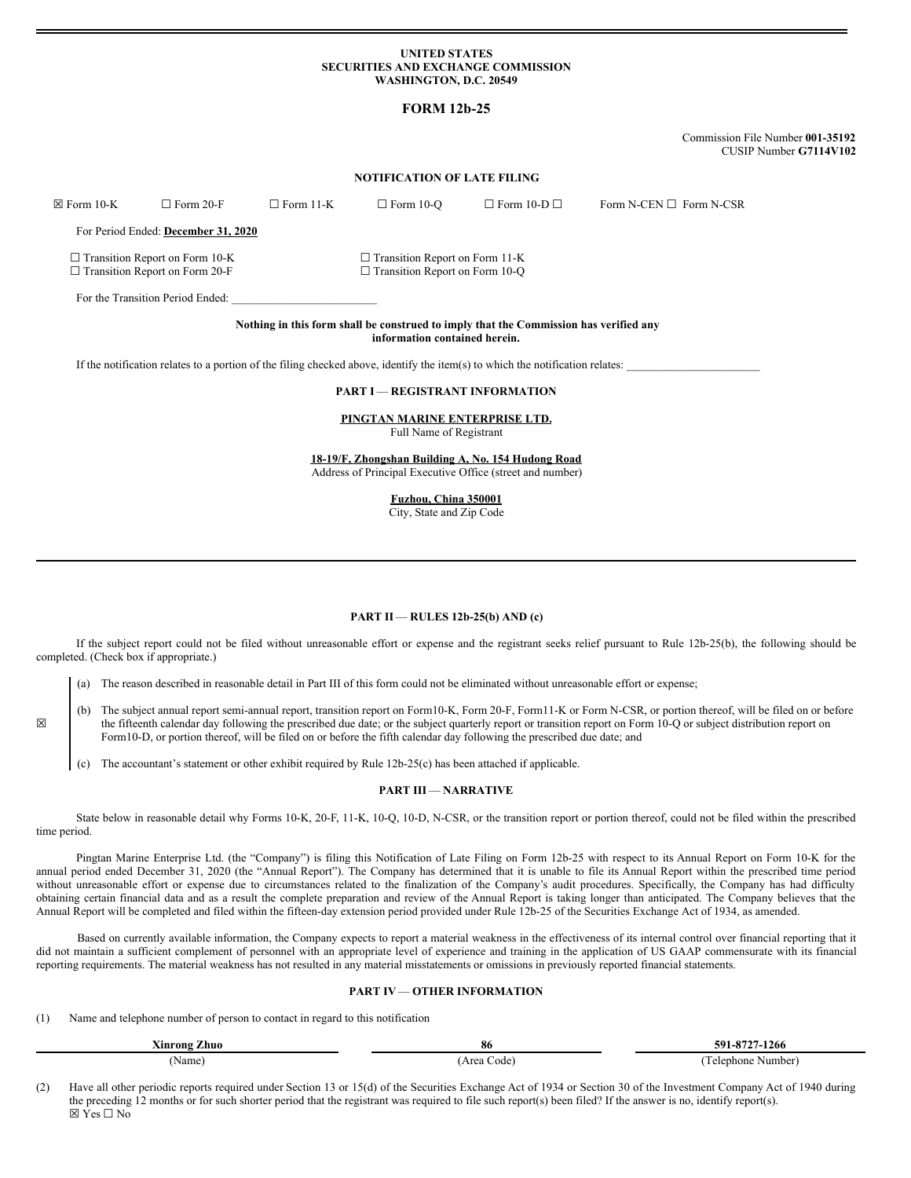**UNITED STATES**
**SECURITIES AND EXCHANGE COMMISSION**
**WASHINGTON, D.C. 20549**

# FORM 12b-25

Commission File Number **001-35192**
CUSIP Number **G7114V102**

## NOTIFICATION OF LATE FILING

☒ Form 10-K ☐ Form 20-F ☐ Form 11-K ☐ Form 10-Q ☐ Form 10-D ☐ Form N-CEN ☐ Form N-CSR

For Period Ended: **December 31, 2020**

☐ Transition Report on Form 10-K ☐ Transition Report on Form 11-K
☐ Transition Report on Form 20-F ☐ Transition Report on Form 10-Q

For the Transition Period Ended: ________________________

**Nothing in this form shall be construed to imply that the Commission has verified any information contained herein.**

If the notification relates to a portion of the filing checked above, identify the item(s) to which the notification relates: ______________________

## PART I — REGISTRANT INFORMATION

**PINGTAN MARINE ENTERPRISE LTD.**
Full Name of Registrant

**18-19/F, Zhongshan Building A, No. 154 Hudong Road**
Address of Principal Executive Office (street and number)

**Fuzhou, China 350001**
City, State and Zip Code

## PART II — RULES 12b-25(b) AND (c)

If the subject report could not be filed without unreasonable effort or expense and the registrant seeks relief pursuant to Rule 12b-25(b), the following should be completed. (Check box if appropriate.)

☒

(a) The reason described in reasonable detail in Part III of this form could not be eliminated without unreasonable effort or expense;

(b) The subject annual report semi-annual report, transition report on Form10-K, Form 20-F, Form11-K or Form N-CSR, or portion thereof, will be filed on or before the fifteenth calendar day following the prescribed due date; or the subject quarterly report or transition report on Form 10-Q or subject distribution report on Form10-D, or portion thereof, will be filed on or before the fifth calendar day following the prescribed due date; and

(c) The accountant's statement or other exhibit required by Rule 12b-25(c) has been attached if applicable.

## PART III — NARRATIVE

State below in reasonable detail why Forms 10-K, 20-F, 11-K, 10-Q, 10-D, N-CSR, or the transition report or portion thereof, could not be filed within the prescribed time period.

Pingtan Marine Enterprise Ltd. (the "Company") is filing this Notification of Late Filing on Form 12b-25 with respect to its Annual Report on Form 10-K for the annual period ended December 31, 2020 (the "Annual Report"). The Company has determined that it is unable to file its Annual Report within the prescribed time period without unreasonable effort or expense due to circumstances related to the finalization of the Company's audit procedures. Specifically, the Company has had difficulty obtaining certain financial data and as a result the complete preparation and review of the Annual Report is taking longer than anticipated. The Company believes that the Annual Report will be completed and filed within the fifteen-day extension period provided under Rule 12b-25 of the Securities Exchange Act of 1934, as amended.

Based on currently available information, the Company expects to report a material weakness in the effectiveness of its internal control over financial reporting that it did not maintain a sufficient complement of personnel with an appropriate level of experience and training in the application of US GAAP commensurate with its financial reporting requirements. The material weakness has not resulted in any material misstatements or omissions in previously reported financial statements.

## PART IV — OTHER INFORMATION

(1) Name and telephone number of person to contact in regard to this notification

| **Xinrong Zhuo** | **86** | **591-8727-1266** |
|---|---|---|
| (Name) | (Area Code) | (Telephone Number) |

(2) Have all other periodic reports required under Section 13 or 15(d) of the Securities Exchange Act of 1934 or Section 30 of the Investment Company Act of 1940 during the preceding 12 months or for such shorter period that the registrant was required to file such report(s) been filed? If the answer is no, identify report(s).
☒ Yes ☐ No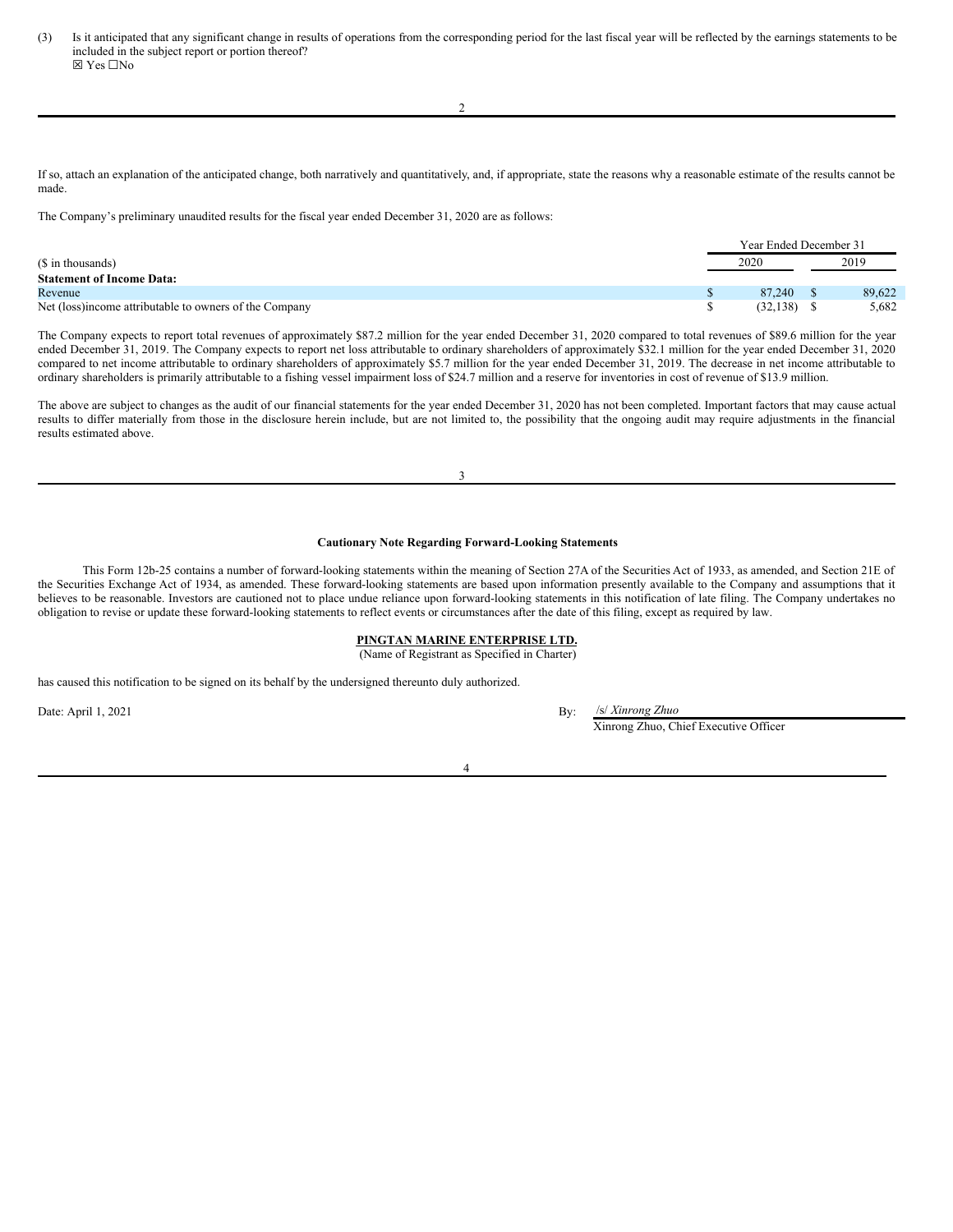(3) Is it anticipated that any significant change in results of operations from the corresponding period for the last fiscal year will be reflected by the earnings statements to be included in the subject report or portion thereof?
☒ Yes ☐No

If so, attach an explanation of the anticipated change, both narratively and quantitatively, and, if appropriate, state the reasons why a reasonable estimate of the results cannot be made.

The Company's preliminary unaudited results for the fiscal year ended December 31, 2020 are as follows:

| | Year Ended December 31 | |
|---|---|---|
| ($ in thousands) | 2020 | 2019 |
| **Statement of Income Data:** | | |
| Revenue | $ 87,240 | $ 89,622 |
| Net (loss)income attributable to owners of the Company | $ (32,138) | $ 5,682 |

The Company expects to report total revenues of approximately $87.2 million for the year ended December 31, 2020 compared to total revenues of $89.6 million for the year ended December 31, 2019. The Company expects to report net loss attributable to ordinary shareholders of approximately $32.1 million for the year ended December 31, 2020 compared to net income attributable to ordinary shareholders of approximately $5.7 million for the year ended December 31, 2019. The decrease in net income attributable to ordinary shareholders is primarily attributable to a fishing vessel impairment loss of $24.7 million and a reserve for inventories in cost of revenue of $13.9 million.

The above are subject to changes as the audit of our financial statements for the year ended December 31, 2020 has not been completed. Important factors that may cause actual results to differ materially from those in the disclosure herein include, but are not limited to, the possibility that the ongoing audit may require adjustments in the financial results estimated above.

**Cautionary Note Regarding Forward-Looking Statements**

This Form 12b-25 contains a number of forward-looking statements within the meaning of Section 27A of the Securities Act of 1933, as amended, and Section 21E of the Securities Exchange Act of 1934, as amended. These forward-looking statements are based upon information presently available to the Company and assumptions that it believes to be reasonable. Investors are cautioned not to place undue reliance upon forward-looking statements in this notification of late filing. The Company undertakes no obligation to revise or update these forward-looking statements to reflect events or circumstances after the date of this filing, except as required by law.

**PINGTAN MARINE ENTERPRISE LTD.**
(Name of Registrant as Specified in Charter)

has caused this notification to be signed on its behalf by the undersigned thereunto duly authorized.

Date: April 1, 2021

By: /s/ *Xinrong Zhuo*
Xinrong Zhuo, Chief Executive Officer